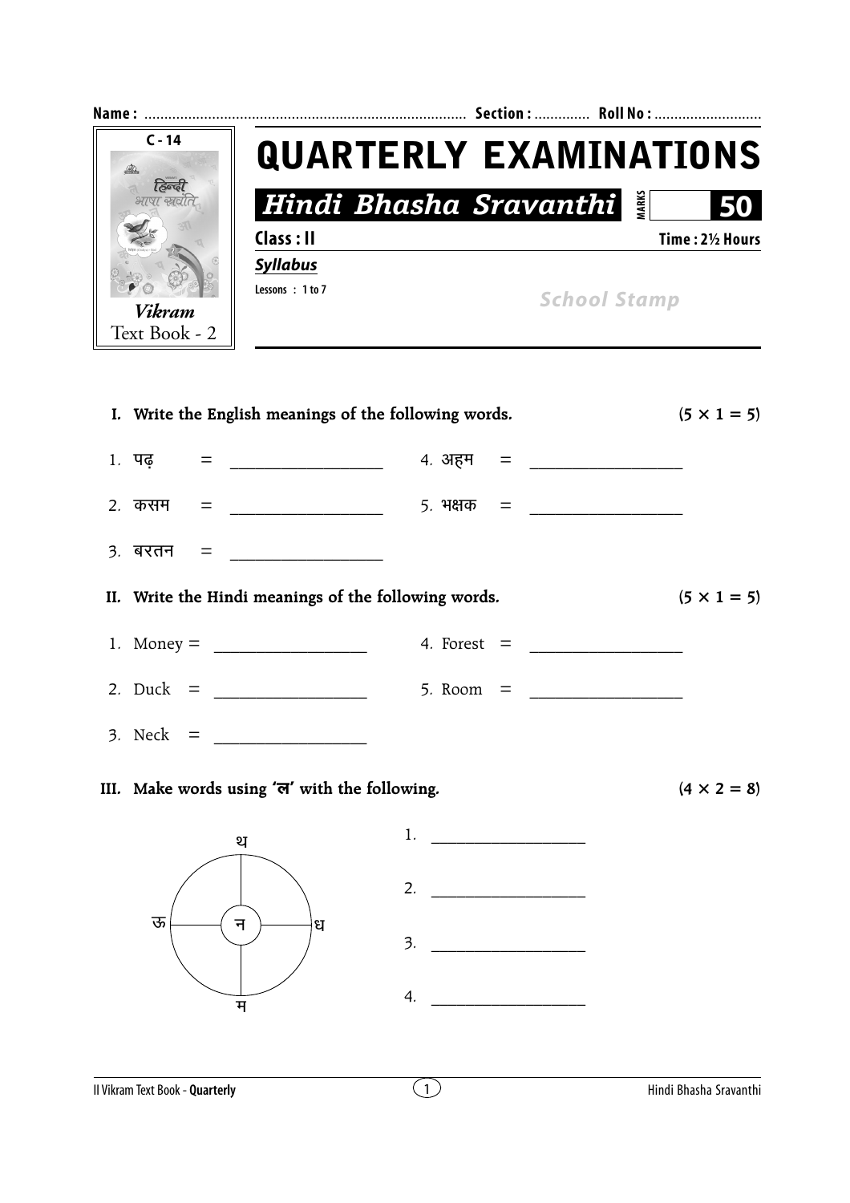Name : ................................................................................ Section : ............. Roll No : ...........................

C - 14

हिन्दी भाषा स्रवंति

*Vikram*
Text Book - 2

# QUARTERLY EXAMINATIONS

## *Hindi Bhasha Sravanthi*

MARKS **50**

**Class : II** **Time : 2½ Hours**

***Syllabus***

Lessons : 1 to 7

*School Stamp*

**I. Write the English meanings of the following words.** **(5 × 1 = 5)**

1. पढ़ = ___________________
2. कसम = ___________________
3. बरतन = ___________________
4. अहम = ___________________
5. भक्षक = ___________________

**II. Write the Hindi meanings of the following words.** **(5 × 1 = 5)**

1. Money = ___________________
2. Duck = ___________________
3. Neck = ___________________
4. Forest = ___________________
5. Room = ___________________

**III. Make words using 'ल' with the following.** **(4 × 2 = 8)**

थ, ऊ, न, ध, म

1. ___________________
2. ___________________
3. ___________________
4. ___________________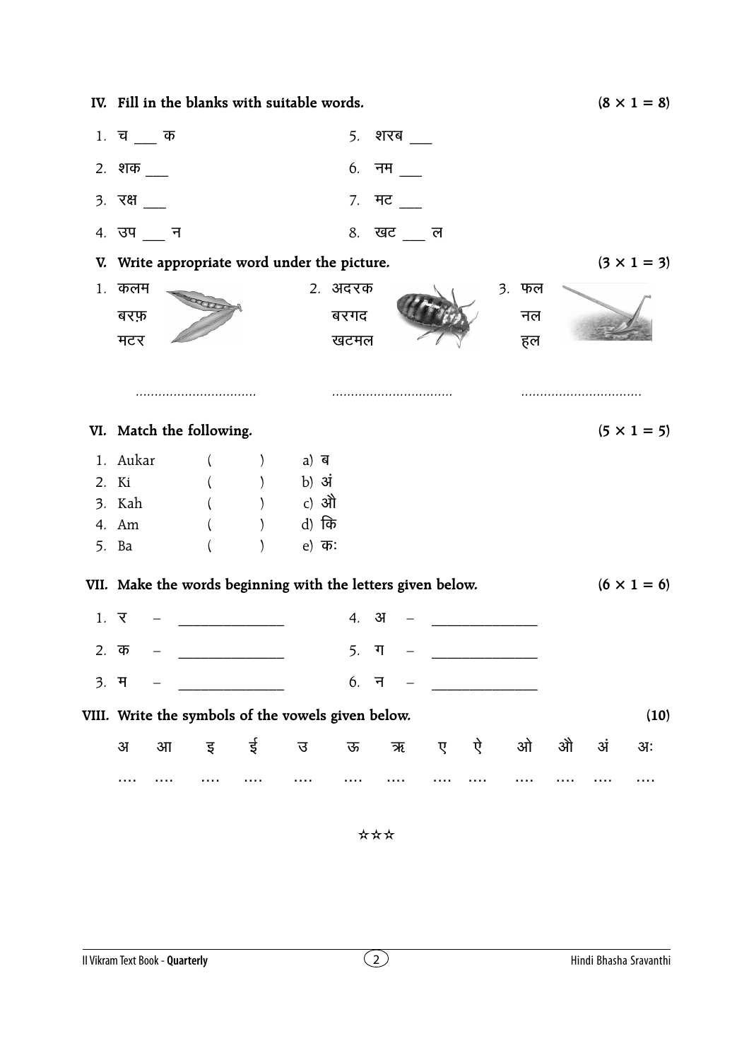## IV. Fill in the blanks with suitable words. (8 × 1 = 8)

1. च ___ क
2. शक ___
3. रक्ष ___
4. उप ___ न
5. शरब ___
6. नम ___
7. मट ___
8. खट ___ ल

## V. Write appropriate word under the picture. (3 × 1 = 3)

1. कलम
   बरफ़
   मटर

   ................................

2. अदरक
   बरगद
   खटमल

   ................................

3. फल
   नल
   हल

   ................................

## VI. Match the following. (5 × 1 = 5)

| | | |
|---|---|---|
| 1. Aukar | (   ) | a) ब |
| 2. Ki | (   ) | b) अं |
| 3. Kah | (   ) | c) औ |
| 4. Am | (   ) | d) कि |
| 5. Ba | (   ) | e) कः |

## VII. Make the words beginning with the letters given below. (6 × 1 = 6)

1. र – ______________
2. क – ______________
3. म – ______________
4. अ – ______________
5. ग – ______________
6. न – ______________

## VIII. Write the symbols of the vowels given below. (10)

| अ | आ | इ | ई | उ | ऊ | ऋ | ए | ऐ | ओ | औ | अं | अः |
|---|---|---|---|---|---|---|---|---|---|---|---|---|
| .... | .... | .... | .... | .... | .... | .... | .... | .... | .... | .... | .... | .... |

☆☆☆